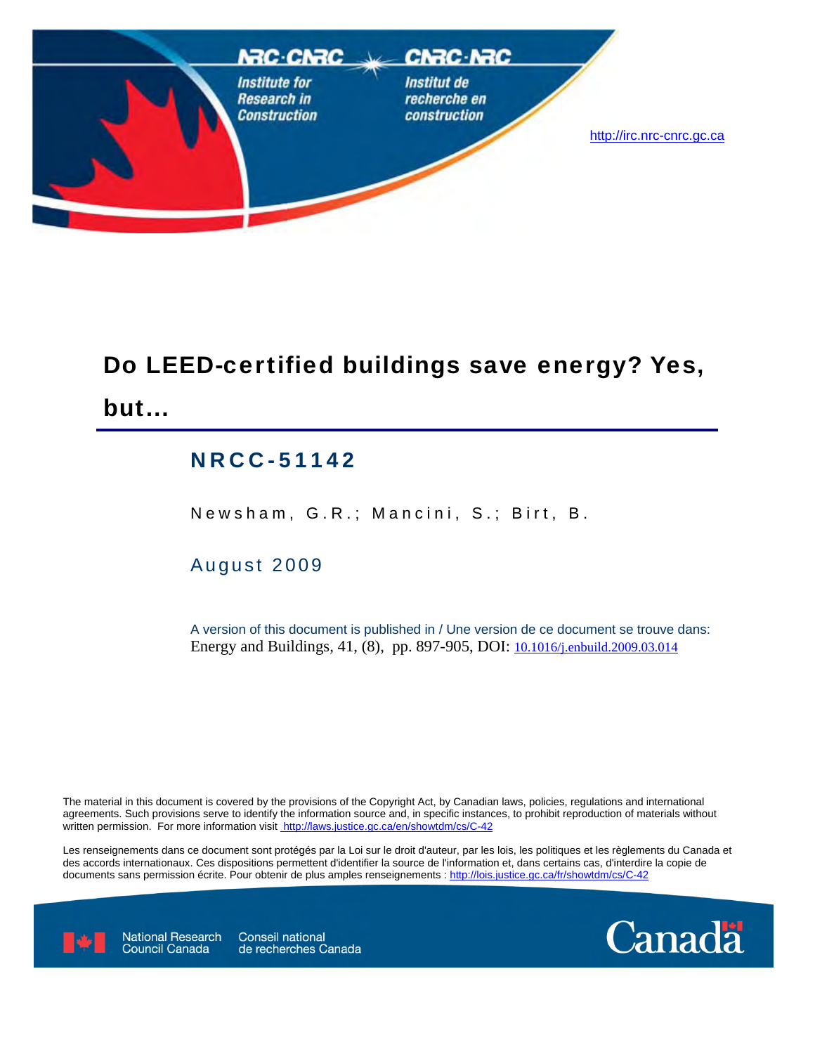NRC·CNRC

Institute for Research in Construction

Institut de recherche en construction

http://irc.nrc-cnrc.gc.ca

# Do LEED-certified buildings save energy? Yes, but…

## NRCC-51142

Newsham, G.R.; Mancini, S.; Birt, B.

August 2009

A version of this document is published in / Une version de ce document se trouve dans:
Energy and Buildings, 41, (8), pp. 897-905, DOI: 10.1016/j.enbuild.2009.03.014

The material in this document is covered by the provisions of the Copyright Act, by Canadian laws, policies, regulations and international agreements. Such provisions serve to identify the information source and, in specific instances, to prohibit reproduction of materials without written permission. For more information visit http://laws.justice.gc.ca/en/showtdm/cs/C-42

Les renseignements dans ce document sont protégés par la Loi sur le droit d'auteur, par les lois, les politiques et les règlements du Canada et des accords internationaux. Ces dispositions permettent d'identifier la source de l'information et, dans certains cas, d'interdire la copie de documents sans permission écrite. Pour obtenir de plus amples renseignements : http://lois.justice.gc.ca/fr/showtdm/cs/C-42

National Research Council Canada | Conseil national de recherches Canada

Canada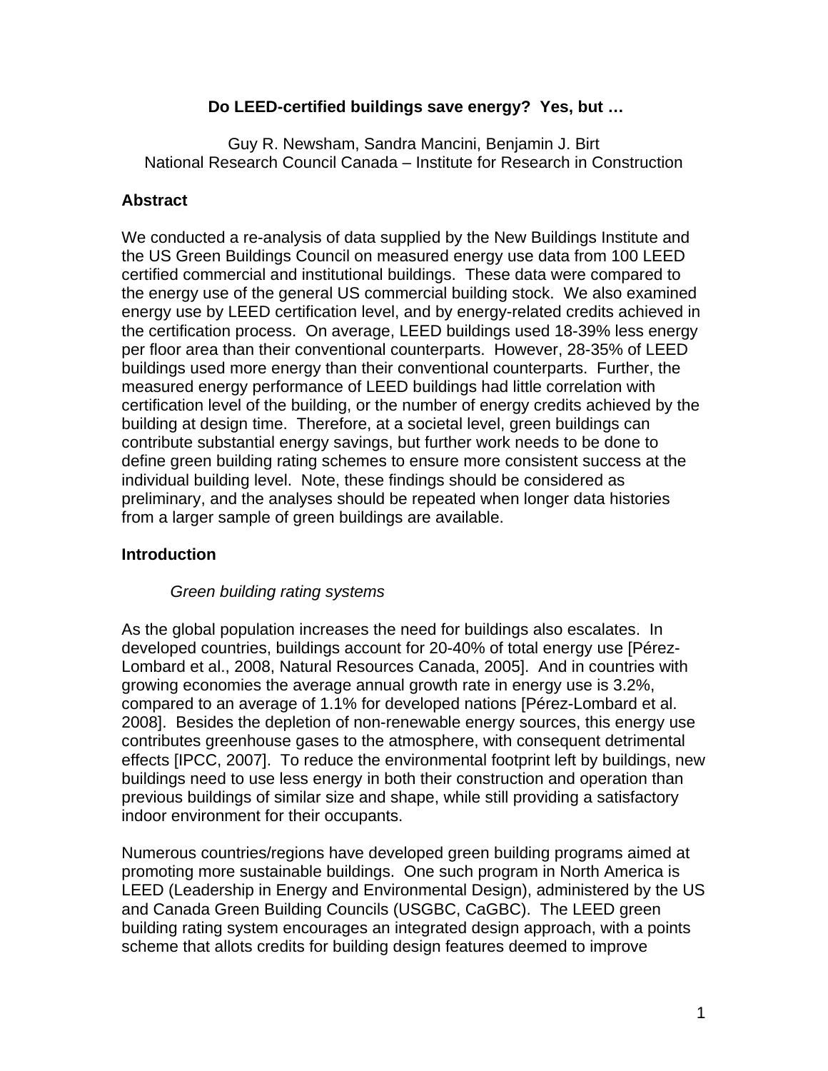**Do LEED-certified buildings save energy? Yes, but …**

Guy R. Newsham, Sandra Mancini, Benjamin J. Birt
National Research Council Canada – Institute for Research in Construction

## Abstract

We conducted a re-analysis of data supplied by the New Buildings Institute and the US Green Buildings Council on measured energy use data from 100 LEED certified commercial and institutional buildings. These data were compared to the energy use of the general US commercial building stock. We also examined energy use by LEED certification level, and by energy-related credits achieved in the certification process. On average, LEED buildings used 18-39% less energy per floor area than their conventional counterparts. However, 28-35% of LEED buildings used more energy than their conventional counterparts. Further, the measured energy performance of LEED buildings had little correlation with certification level of the building, or the number of energy credits achieved by the building at design time. Therefore, at a societal level, green buildings can contribute substantial energy savings, but further work needs to be done to define green building rating schemes to ensure more consistent success at the individual building level. Note, these findings should be considered as preliminary, and the analyses should be repeated when longer data histories from a larger sample of green buildings are available.

## Introduction

### *Green building rating systems*

As the global population increases the need for buildings also escalates. In developed countries, buildings account for 20-40% of total energy use [Pérez-Lombard et al., 2008, Natural Resources Canada, 2005]. And in countries with growing economies the average annual growth rate in energy use is 3.2%, compared to an average of 1.1% for developed nations [Pérez-Lombard et al. 2008]. Besides the depletion of non-renewable energy sources, this energy use contributes greenhouse gases to the atmosphere, with consequent detrimental effects [IPCC, 2007]. To reduce the environmental footprint left by buildings, new buildings need to use less energy in both their construction and operation than previous buildings of similar size and shape, while still providing a satisfactory indoor environment for their occupants.

Numerous countries/regions have developed green building programs aimed at promoting more sustainable buildings. One such program in North America is LEED (Leadership in Energy and Environmental Design), administered by the US and Canada Green Building Councils (USGBC, CaGBC). The LEED green building rating system encourages an integrated design approach, with a points scheme that allots credits for building design features deemed to improve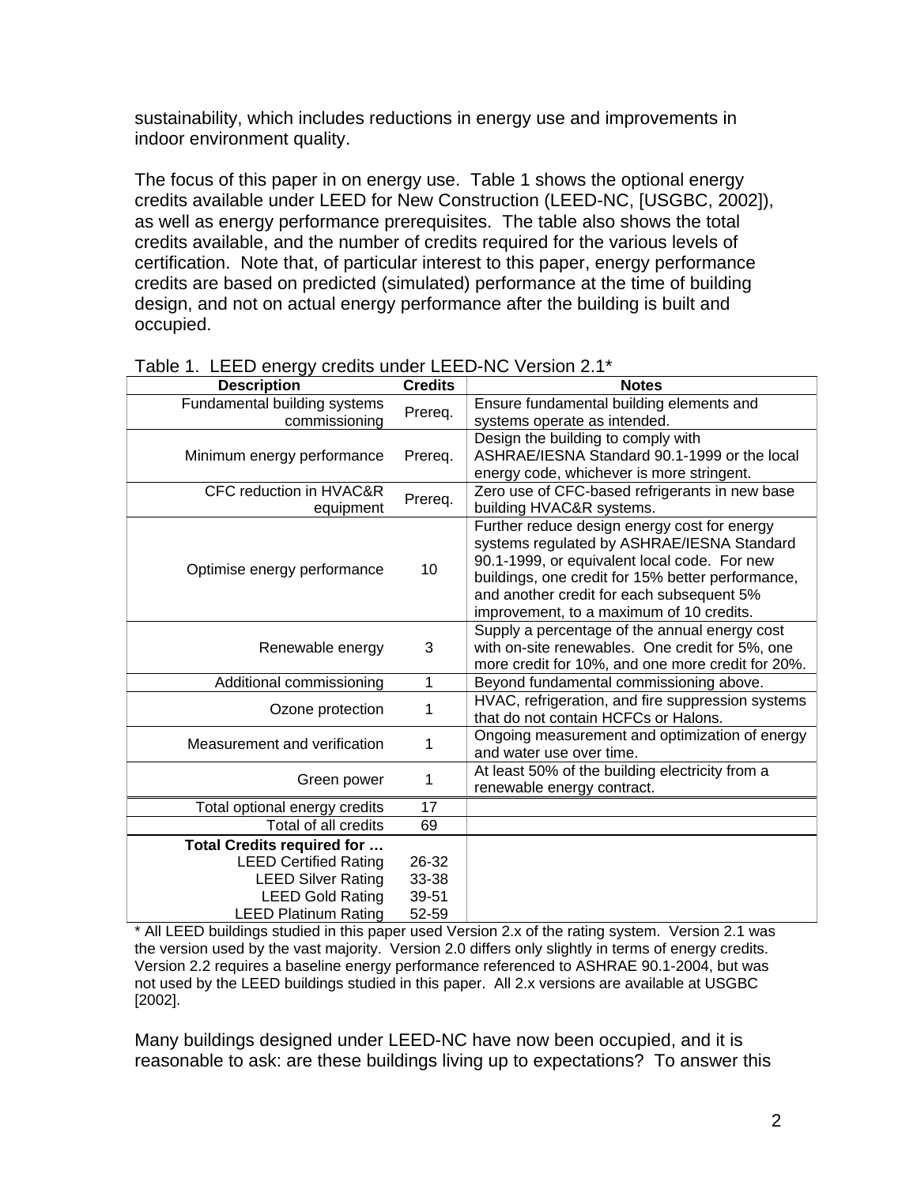sustainability, which includes reductions in energy use and improvements in indoor environment quality.

The focus of this paper in on energy use. Table 1 shows the optional energy credits available under LEED for New Construction (LEED-NC, [USGBC, 2002]), as well as energy performance prerequisites. The table also shows the total credits available, and the number of credits required for the various levels of certification. Note that, of particular interest to this paper, energy performance credits are based on predicted (simulated) performance at the time of building design, and not on actual energy performance after the building is built and occupied.

Table 1. LEED energy credits under LEED-NC Version 2.1*

| Description | Credits | Notes |
|---|---|---|
| Fundamental building systems commissioning | Prereq. | Ensure fundamental building elements and systems operate as intended. |
| Minimum energy performance | Prereq. | Design the building to comply with ASHRAE/IESNA Standard 90.1-1999 or the local energy code, whichever is more stringent. |
| CFC reduction in HVAC&R equipment | Prereq. | Zero use of CFC-based refrigerants in new base building HVAC&R systems. |
| Optimise energy performance | 10 | Further reduce design energy cost for energy systems regulated by ASHRAE/IESNA Standard 90.1-1999, or equivalent local code. For new buildings, one credit for 15% better performance, and another credit for each subsequent 5% improvement, to a maximum of 10 credits. |
| Renewable energy | 3 | Supply a percentage of the annual energy cost with on-site renewables. One credit for 5%, one more credit for 10%, and one more credit for 20%. |
| Additional commissioning | 1 | Beyond fundamental commissioning above. |
| Ozone protection | 1 | HVAC, refrigeration, and fire suppression systems that do not contain HCFCs or Halons. |
| Measurement and verification | 1 | Ongoing measurement and optimization of energy and water use over time. |
| Green power | 1 | At least 50% of the building electricity from a renewable energy contract. |
| Total optional energy credits | 17 | |
| Total of all credits | 69 | |
| **Total Credits required for …** | | |
| LEED Certified Rating | 26-32 | |
| LEED Silver Rating | 33-38 | |
| LEED Gold Rating | 39-51 | |
| LEED Platinum Rating | 52-59 | |

\* All LEED buildings studied in this paper used Version 2.x of the rating system. Version 2.1 was the version used by the vast majority. Version 2.0 differs only slightly in terms of energy credits. Version 2.2 requires a baseline energy performance referenced to ASHRAE 90.1-2004, but was not used by the LEED buildings studied in this paper. All 2.x versions are available at USGBC [2002].

Many buildings designed under LEED-NC have now been occupied, and it is reasonable to ask: are these buildings living up to expectations? To answer this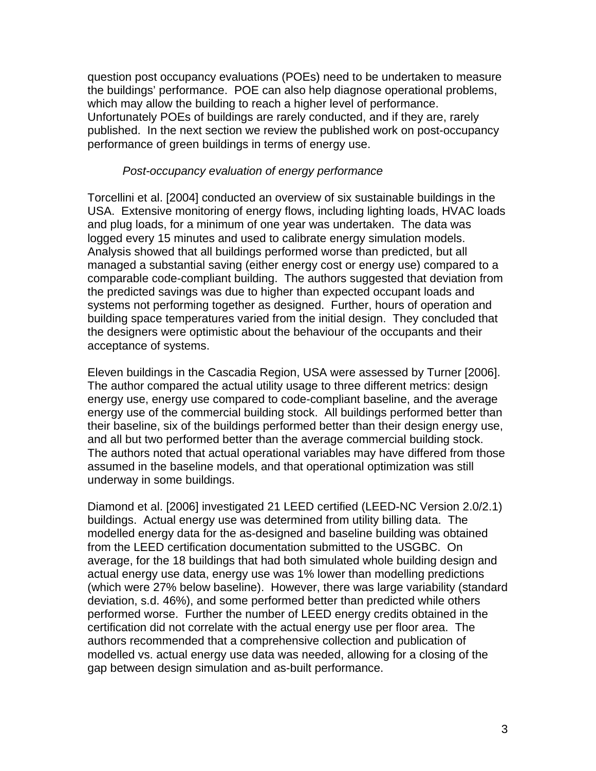question post occupancy evaluations (POEs) need to be undertaken to measure the buildings' performance. POE can also help diagnose operational problems, which may allow the building to reach a higher level of performance. Unfortunately POEs of buildings are rarely conducted, and if they are, rarely published. In the next section we review the published work on post-occupancy performance of green buildings in terms of energy use.

*Post-occupancy evaluation of energy performance*

Torcellini et al. [2004] conducted an overview of six sustainable buildings in the USA. Extensive monitoring of energy flows, including lighting loads, HVAC loads and plug loads, for a minimum of one year was undertaken. The data was logged every 15 minutes and used to calibrate energy simulation models. Analysis showed that all buildings performed worse than predicted, but all managed a substantial saving (either energy cost or energy use) compared to a comparable code-compliant building. The authors suggested that deviation from the predicted savings was due to higher than expected occupant loads and systems not performing together as designed. Further, hours of operation and building space temperatures varied from the initial design. They concluded that the designers were optimistic about the behaviour of the occupants and their acceptance of systems.

Eleven buildings in the Cascadia Region, USA were assessed by Turner [2006]. The author compared the actual utility usage to three different metrics: design energy use, energy use compared to code-compliant baseline, and the average energy use of the commercial building stock. All buildings performed better than their baseline, six of the buildings performed better than their design energy use, and all but two performed better than the average commercial building stock. The authors noted that actual operational variables may have differed from those assumed in the baseline models, and that operational optimization was still underway in some buildings.

Diamond et al. [2006] investigated 21 LEED certified (LEED-NC Version 2.0/2.1) buildings. Actual energy use was determined from utility billing data. The modelled energy data for the as-designed and baseline building was obtained from the LEED certification documentation submitted to the USGBC. On average, for the 18 buildings that had both simulated whole building design and actual energy use data, energy use was 1% lower than modelling predictions (which were 27% below baseline). However, there was large variability (standard deviation, s.d. 46%), and some performed better than predicted while others performed worse. Further the number of LEED energy credits obtained in the certification did not correlate with the actual energy use per floor area. The authors recommended that a comprehensive collection and publication of modelled vs. actual energy use data was needed, allowing for a closing of the gap between design simulation and as-built performance.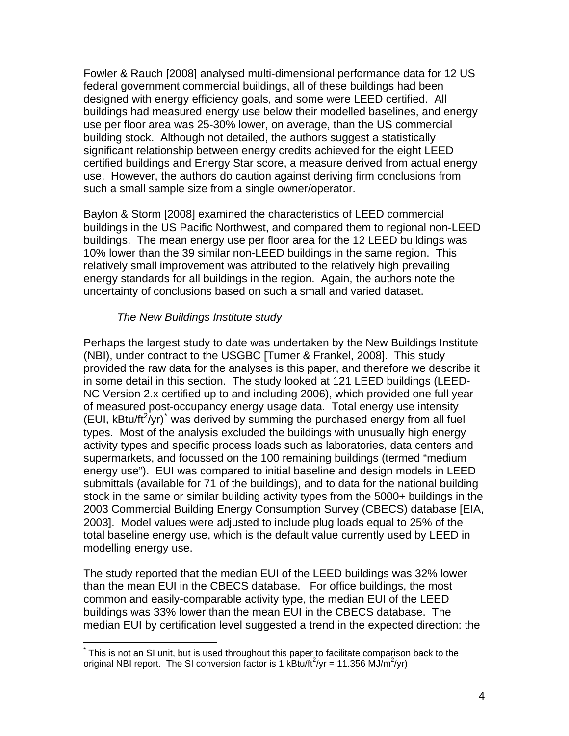Fowler & Rauch [2008] analysed multi-dimensional performance data for 12 US federal government commercial buildings, all of these buildings had been designed with energy efficiency goals, and some were LEED certified. All buildings had measured energy use below their modelled baselines, and energy use per floor area was 25-30% lower, on average, than the US commercial building stock. Although not detailed, the authors suggest a statistically significant relationship between energy credits achieved for the eight LEED certified buildings and Energy Star score, a measure derived from actual energy use. However, the authors do caution against deriving firm conclusions from such a small sample size from a single owner/operator.

Baylon & Storm [2008] examined the characteristics of LEED commercial buildings in the US Pacific Northwest, and compared them to regional non-LEED buildings. The mean energy use per floor area for the 12 LEED buildings was 10% lower than the 39 similar non-LEED buildings in the same region. This relatively small improvement was attributed to the relatively high prevailing energy standards for all buildings in the region. Again, the authors note the uncertainty of conclusions based on such a small and varied dataset.

### *The New Buildings Institute study*

Perhaps the largest study to date was undertaken by the New Buildings Institute (NBI), under contract to the USGBC [Turner & Frankel, 2008]. This study provided the raw data for the analyses is this paper, and therefore we describe it in some detail in this section. The study looked at 121 LEED buildings (LEED-NC Version 2.x certified up to and including 2006), which provided one full year of measured post-occupancy energy usage data. Total energy use intensity (EUI, kBtu/ft$^2$/yr)* was derived by summing the purchased energy from all fuel types. Most of the analysis excluded the buildings with unusually high energy activity types and specific process loads such as laboratories, data centers and supermarkets, and focussed on the 100 remaining buildings (termed “medium energy use”). EUI was compared to initial baseline and design models in LEED submittals (available for 71 of the buildings), and to data for the national building stock in the same or similar building activity types from the 5000+ buildings in the 2003 Commercial Building Energy Consumption Survey (CBECS) database [EIA, 2003]. Model values were adjusted to include plug loads equal to 25% of the total baseline energy use, which is the default value currently used by LEED in modelling energy use.

The study reported that the median EUI of the LEED buildings was 32% lower than the mean EUI in the CBECS database. For office buildings, the most common and easily-comparable activity type, the median EUI of the LEED buildings was 33% lower than the mean EUI in the CBECS database. The median EUI by certification level suggested a trend in the expected direction: the

---

* This is not an SI unit, but is used throughout this paper to facilitate comparison back to the original NBI report. The SI conversion factor is 1 kBtu/ft$^2$/yr = 11.356 MJ/m$^2$/yr)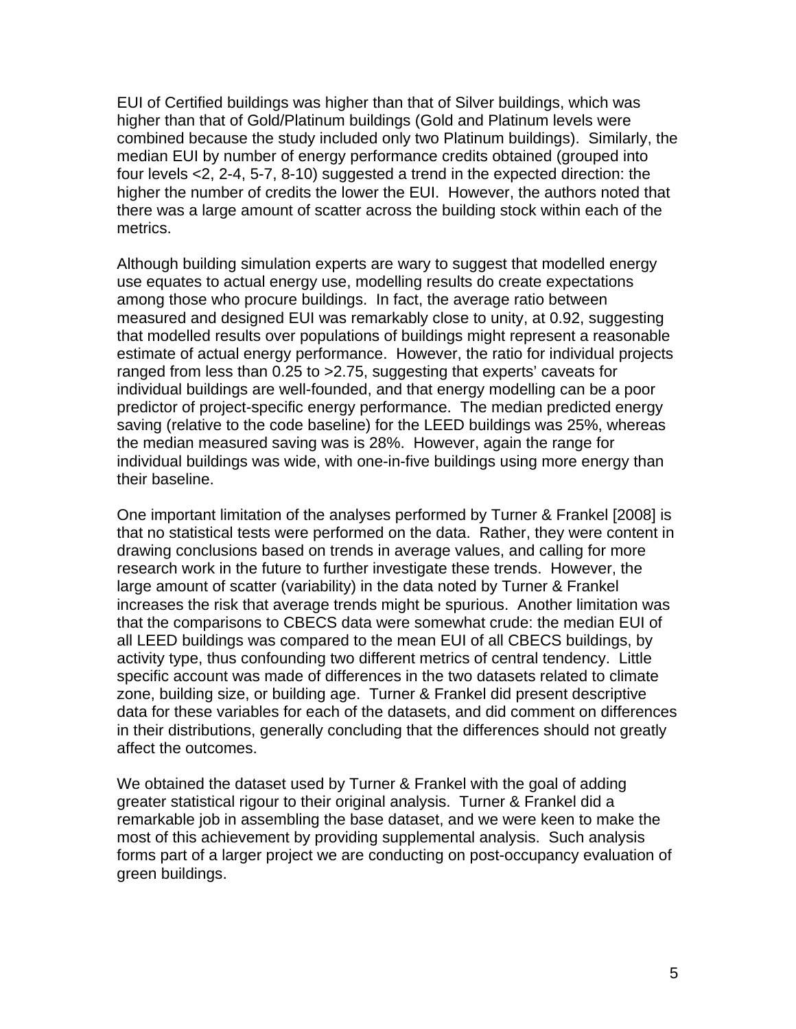EUI of Certified buildings was higher than that of Silver buildings, which was higher than that of Gold/Platinum buildings (Gold and Platinum levels were combined because the study included only two Platinum buildings). Similarly, the median EUI by number of energy performance credits obtained (grouped into four levels <2, 2-4, 5-7, 8-10) suggested a trend in the expected direction: the higher the number of credits the lower the EUI. However, the authors noted that there was a large amount of scatter across the building stock within each of the metrics.

Although building simulation experts are wary to suggest that modelled energy use equates to actual energy use, modelling results do create expectations among those who procure buildings. In fact, the average ratio between measured and designed EUI was remarkably close to unity, at 0.92, suggesting that modelled results over populations of buildings might represent a reasonable estimate of actual energy performance. However, the ratio for individual projects ranged from less than 0.25 to >2.75, suggesting that experts' caveats for individual buildings are well-founded, and that energy modelling can be a poor predictor of project-specific energy performance. The median predicted energy saving (relative to the code baseline) for the LEED buildings was 25%, whereas the median measured saving was is 28%. However, again the range for individual buildings was wide, with one-in-five buildings using more energy than their baseline.

One important limitation of the analyses performed by Turner & Frankel [2008] is that no statistical tests were performed on the data. Rather, they were content in drawing conclusions based on trends in average values, and calling for more research work in the future to further investigate these trends. However, the large amount of scatter (variability) in the data noted by Turner & Frankel increases the risk that average trends might be spurious. Another limitation was that the comparisons to CBECS data were somewhat crude: the median EUI of all LEED buildings was compared to the mean EUI of all CBECS buildings, by activity type, thus confounding two different metrics of central tendency. Little specific account was made of differences in the two datasets related to climate zone, building size, or building age. Turner & Frankel did present descriptive data for these variables for each of the datasets, and did comment on differences in their distributions, generally concluding that the differences should not greatly affect the outcomes.

We obtained the dataset used by Turner & Frankel with the goal of adding greater statistical rigour to their original analysis. Turner & Frankel did a remarkable job in assembling the base dataset, and we were keen to make the most of this achievement by providing supplemental analysis. Such analysis forms part of a larger project we are conducting on post-occupancy evaluation of green buildings.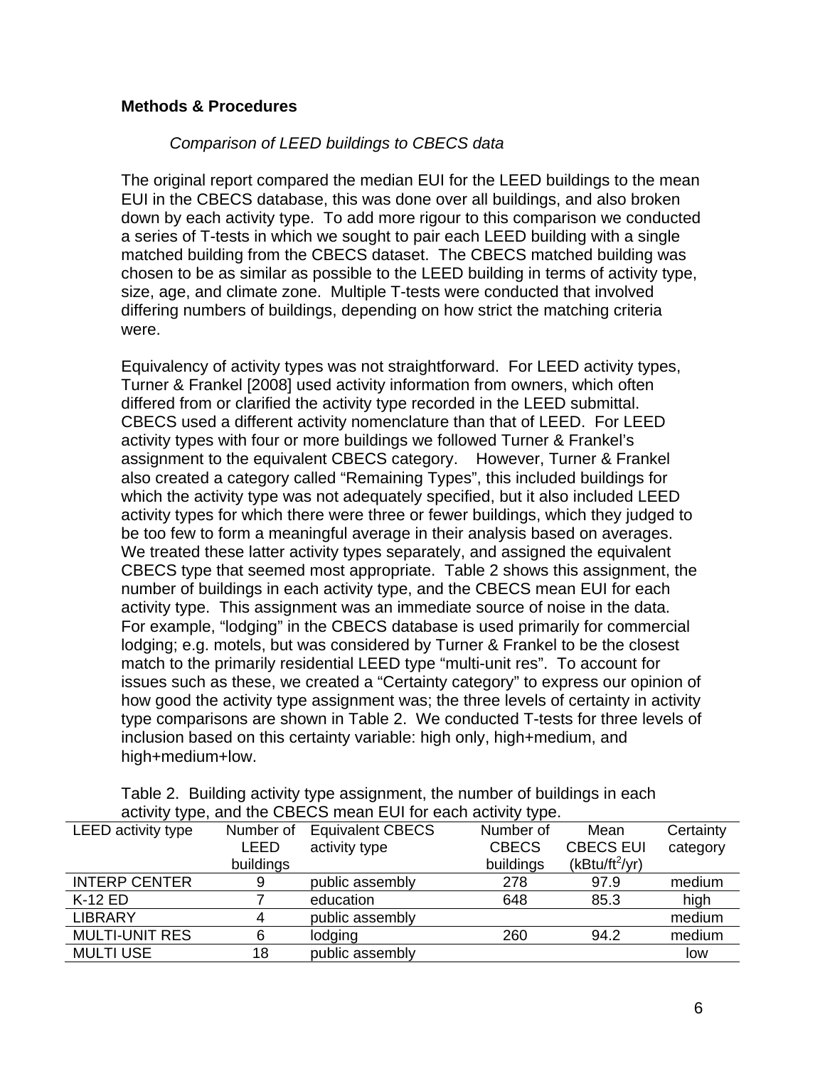## Methods & Procedures

### *Comparison of LEED buildings to CBECS data*

The original report compared the median EUI for the LEED buildings to the mean EUI in the CBECS database, this was done over all buildings, and also broken down by each activity type. To add more rigour to this comparison we conducted a series of T-tests in which we sought to pair each LEED building with a single matched building from the CBECS dataset. The CBECS matched building was chosen to be as similar as possible to the LEED building in terms of activity type, size, age, and climate zone. Multiple T-tests were conducted that involved differing numbers of buildings, depending on how strict the matching criteria were.

Equivalency of activity types was not straightforward. For LEED activity types, Turner & Frankel [2008] used activity information from owners, which often differed from or clarified the activity type recorded in the LEED submittal. CBECS used a different activity nomenclature than that of LEED. For LEED activity types with four or more buildings we followed Turner & Frankel's assignment to the equivalent CBECS category. However, Turner & Frankel also created a category called "Remaining Types", this included buildings for which the activity type was not adequately specified, but it also included LEED activity types for which there were three or fewer buildings, which they judged to be too few to form a meaningful average in their analysis based on averages. We treated these latter activity types separately, and assigned the equivalent CBECS type that seemed most appropriate. Table 2 shows this assignment, the number of buildings in each activity type, and the CBECS mean EUI for each activity type. This assignment was an immediate source of noise in the data. For example, "lodging" in the CBECS database is used primarily for commercial lodging; e.g. motels, but was considered by Turner & Frankel to be the closest match to the primarily residential LEED type "multi-unit res". To account for issues such as these, we created a "Certainty category" to express our opinion of how good the activity type assignment was; the three levels of certainty in activity type comparisons are shown in Table 2. We conducted T-tests for three levels of inclusion based on this certainty variable: high only, high+medium, and high+medium+low.

Table 2. Building activity type assignment, the number of buildings in each activity type, and the CBECS mean EUI for each activity type.

| LEED activity type | Number of LEED buildings | Equivalent CBECS activity type | Number of CBECS buildings | Mean CBECS EUI (kBtu/ft$^2$/yr) | Certainty category |
|---|---|---|---|---|---|
| INTERP CENTER | 9 | public assembly | 278 | 97.9 | medium |
| K-12 ED | 7 | education | 648 | 85.3 | high |
| LIBRARY | 4 | public assembly | | | medium |
| MULTI-UNIT RES | 6 | lodging | 260 | 94.2 | medium |
| MULTI USE | 18 | public assembly | | | low |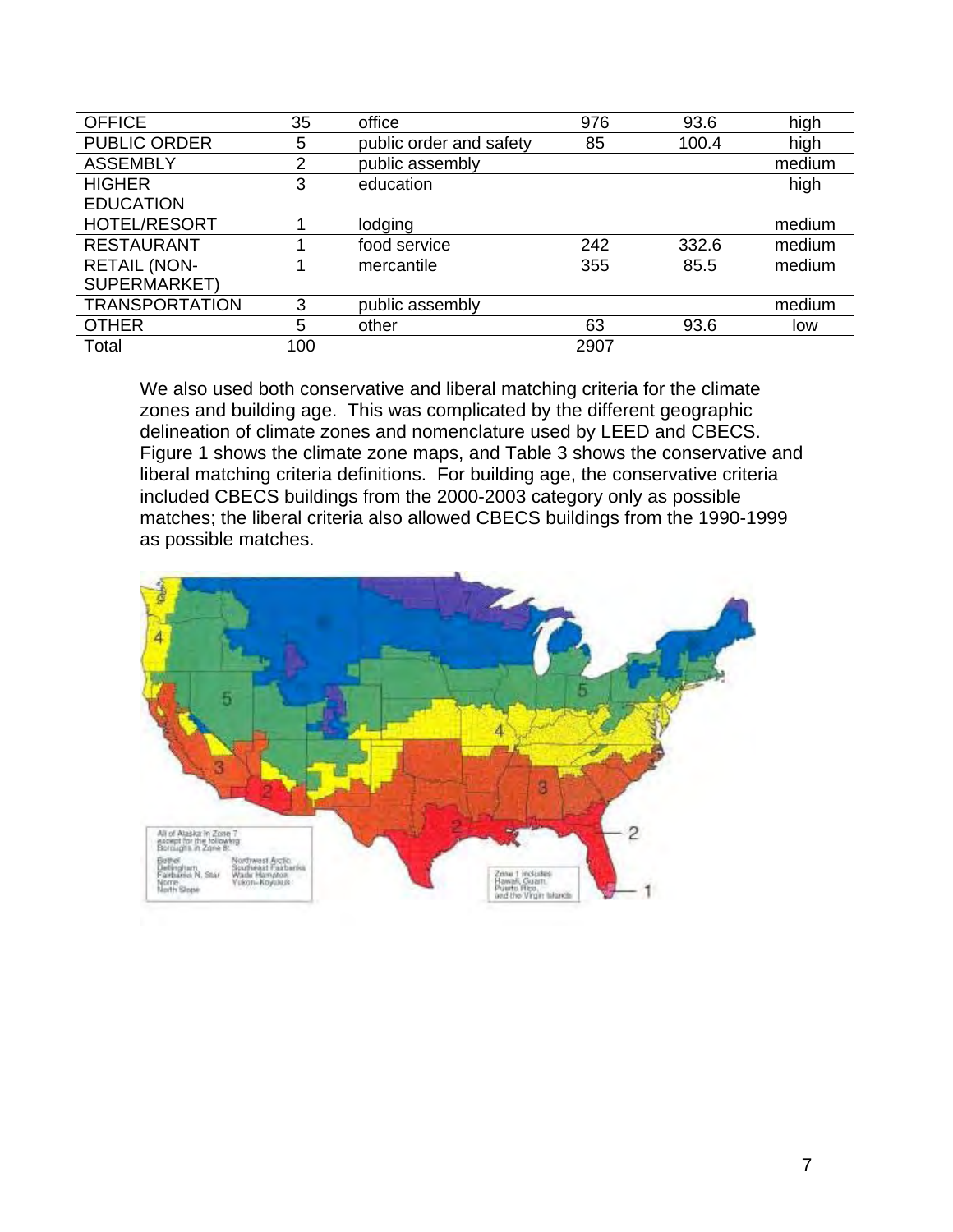| | | | | | |
|---|---|---|---|---|---|
| OFFICE | 35 | office | 976 | 93.6 | high |
| PUBLIC ORDER | 5 | public order and safety | 85 | 100.4 | high |
| ASSEMBLY | 2 | public assembly | | | medium |
| HIGHER EDUCATION | 3 | education | | | high |
| HOTEL/RESORT | 1 | lodging | | | medium |
| RESTAURANT | 1 | food service | 242 | 332.6 | medium |
| RETAIL (NON-SUPERMARKET) | 1 | mercantile | 355 | 85.5 | medium |
| TRANSPORTATION | 3 | public assembly | | | medium |
| OTHER | 5 | other | 63 | 93.6 | low |
| Total | 100 | | 2907 | | |

We also used both conservative and liberal matching criteria for the climate zones and building age. This was complicated by the different geographic delineation of climate zones and nomenclature used by LEED and CBECS. Figure 1 shows the climate zone maps, and Table 3 shows the conservative and liberal matching criteria definitions. For building age, the conservative criteria included CBECS buildings from the 2000-2003 category only as possible matches; the liberal criteria also allowed CBECS buildings from the 1990-1999 as possible matches.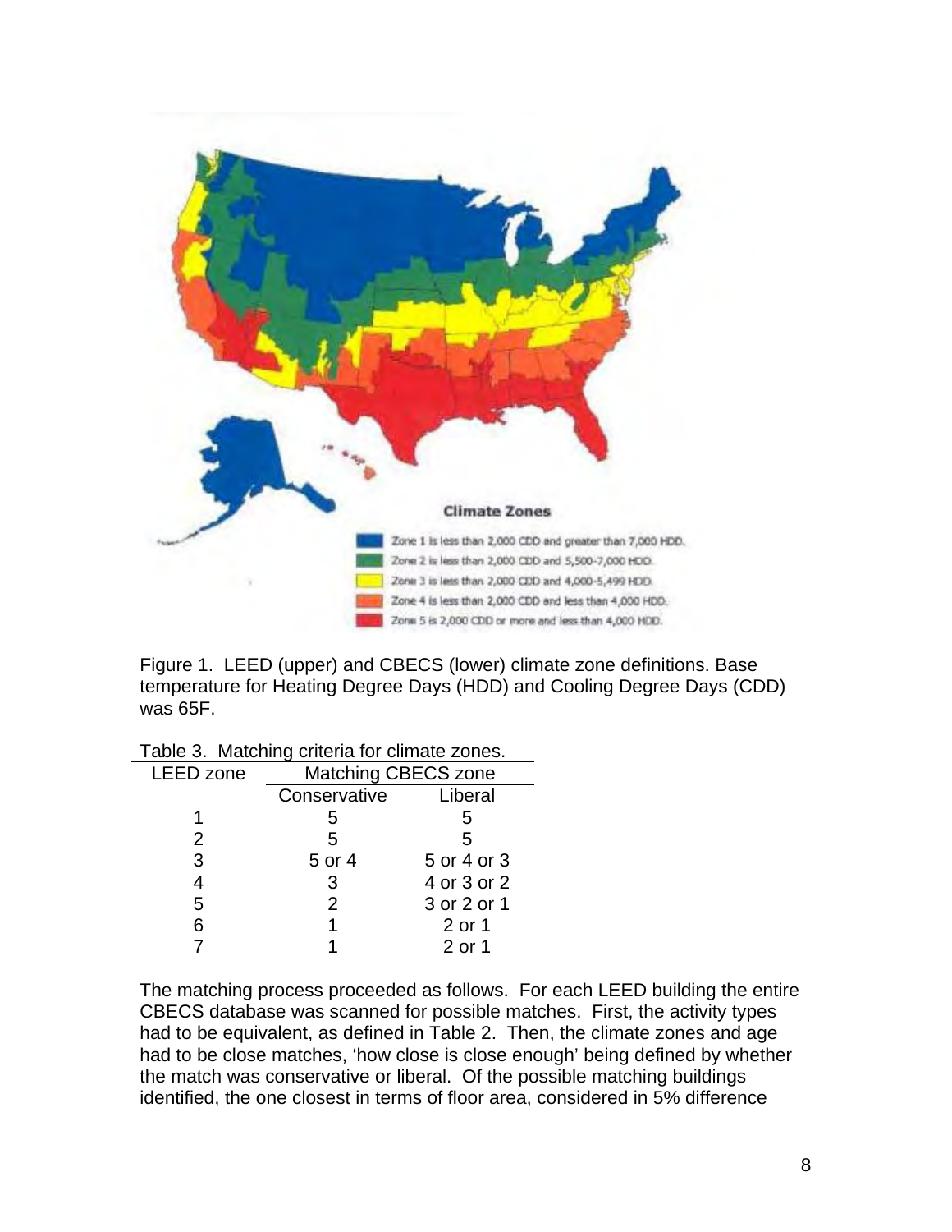Figure 1. LEED (upper) and CBECS (lower) climate zone definitions. Base temperature for Heating Degree Days (HDD) and Cooling Degree Days (CDD) was 65F.

Table 3. Matching criteria for climate zones.

| LEED zone | Matching CBECS zone | |
|---|---|---|
| | Conservative | Liberal |
| 1 | 5 | 5 |
| 2 | 5 | 5 |
| 3 | 5 or 4 | 5 or 4 or 3 |
| 4 | 3 | 4 or 3 or 2 |
| 5 | 2 | 3 or 2 or 1 |
| 6 | 1 | 2 or 1 |
| 7 | 1 | 2 or 1 |

The matching process proceeded as follows. For each LEED building the entire CBECS database was scanned for possible matches. First, the activity types had to be equivalent, as defined in Table 2. Then, the climate zones and age had to be close matches, 'how close is close enough' being defined by whether the match was conservative or liberal. Of the possible matching buildings identified, the one closest in terms of floor area, considered in 5% difference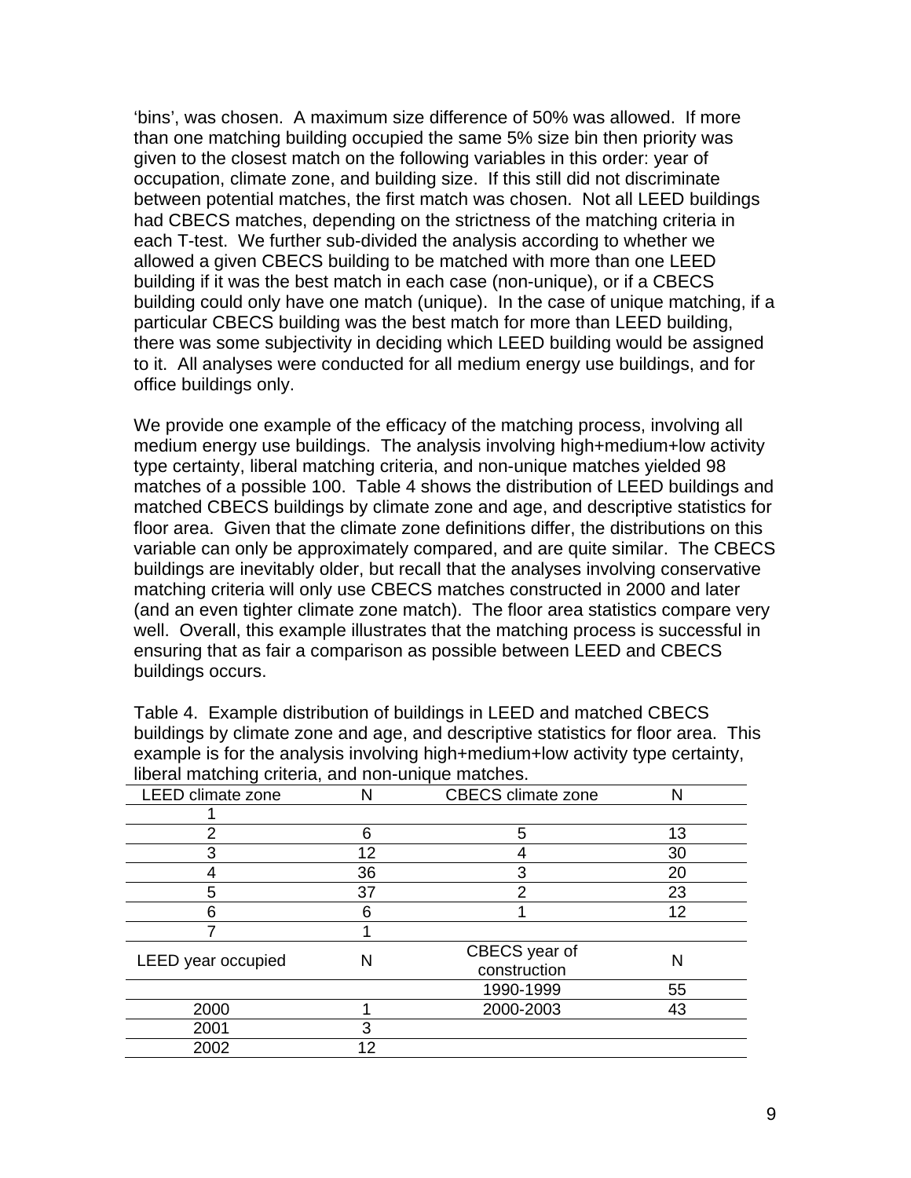'bins', was chosen. A maximum size difference of 50% was allowed. If more than one matching building occupied the same 5% size bin then priority was given to the closest match on the following variables in this order: year of occupation, climate zone, and building size. If this still did not discriminate between potential matches, the first match was chosen. Not all LEED buildings had CBECS matches, depending on the strictness of the matching criteria in each T-test. We further sub-divided the analysis according to whether we allowed a given CBECS building to be matched with more than one LEED building if it was the best match in each case (non-unique), or if a CBECS building could only have one match (unique). In the case of unique matching, if a particular CBECS building was the best match for more than LEED building, there was some subjectivity in deciding which LEED building would be assigned to it. All analyses were conducted for all medium energy use buildings, and for office buildings only.

We provide one example of the efficacy of the matching process, involving all medium energy use buildings. The analysis involving high+medium+low activity type certainty, liberal matching criteria, and non-unique matches yielded 98 matches of a possible 100. Table 4 shows the distribution of LEED buildings and matched CBECS buildings by climate zone and age, and descriptive statistics for floor area. Given that the climate zone definitions differ, the distributions on this variable can only be approximately compared, and are quite similar. The CBECS buildings are inevitably older, but recall that the analyses involving conservative matching criteria will only use CBECS matches constructed in 2000 and later (and an even tighter climate zone match). The floor area statistics compare very well. Overall, this example illustrates that the matching process is successful in ensuring that as fair a comparison as possible between LEED and CBECS buildings occurs.

Table 4. Example distribution of buildings in LEED and matched CBECS buildings by climate zone and age, and descriptive statistics for floor area. This example is for the analysis involving high+medium+low activity type certainty, liberal matching criteria, and non-unique matches.

| LEED climate zone | N | CBECS climate zone | N |
|---|---|---|---|
| 1 | | | |
| 2 | 6 | 5 | 13 |
| 3 | 12 | 4 | 30 |
| 4 | 36 | 3 | 20 |
| 5 | 37 | 2 | 23 |
| 6 | 6 | 1 | 12 |
| 7 | 1 | | |
| LEED year occupied | N | CBECS year of construction | N |
| | | 1990-1999 | 55 |
| 2000 | 1 | 2000-2003 | 43 |
| 2001 | 3 | | |
| 2002 | 12 | | |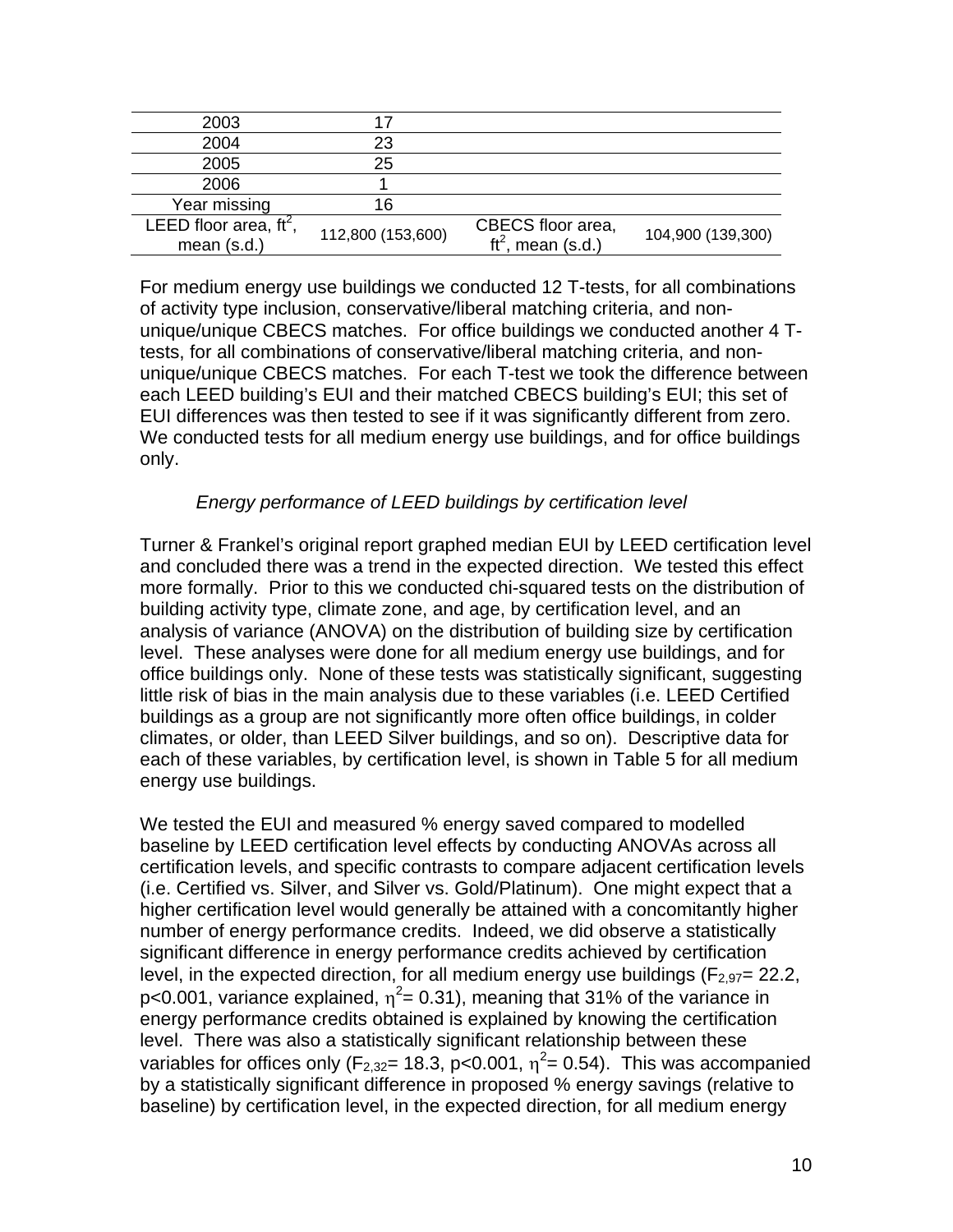| | | | |
|---|---|---|---|
| 2003 | 17 | | |
| 2004 | 23 | | |
| 2005 | 25 | | |
| 2006 | 1 | | |
| Year missing | 16 | | |
| LEED floor area, $ft^2$, mean (s.d.) | 112,800 (153,600) | CBECS floor area, $ft^2$, mean (s.d.) | 104,900 (139,300) |

For medium energy use buildings we conducted 12 T-tests, for all combinations of activity type inclusion, conservative/liberal matching criteria, and non-unique/unique CBECS matches. For office buildings we conducted another 4 T-tests, for all combinations of conservative/liberal matching criteria, and non-unique/unique CBECS matches. For each T-test we took the difference between each LEED building's EUI and their matched CBECS building's EUI; this set of EUI differences was then tested to see if it was significantly different from zero. We conducted tests for all medium energy use buildings, and for office buildings only.

*Energy performance of LEED buildings by certification level*

Turner & Frankel's original report graphed median EUI by LEED certification level and concluded there was a trend in the expected direction. We tested this effect more formally. Prior to this we conducted chi-squared tests on the distribution of building activity type, climate zone, and age, by certification level, and an analysis of variance (ANOVA) on the distribution of building size by certification level. These analyses were done for all medium energy use buildings, and for office buildings only. None of these tests was statistically significant, suggesting little risk of bias in the main analysis due to these variables (i.e. LEED Certified buildings as a group are not significantly more often office buildings, in colder climates, or older, than LEED Silver buildings, and so on). Descriptive data for each of these variables, by certification level, is shown in Table 5 for all medium energy use buildings.

We tested the EUI and measured % energy saved compared to modelled baseline by LEED certification level effects by conducting ANOVAs across all certification levels, and specific contrasts to compare adjacent certification levels (i.e. Certified vs. Silver, and Silver vs. Gold/Platinum). One might expect that a higher certification level would generally be attained with a concomitantly higher number of energy performance credits. Indeed, we did observe a statistically significant difference in energy performance credits achieved by certification level, in the expected direction, for all medium energy use buildings ($F_{2,97}$= 22.2, $p<0.001$, variance explained, $\eta^2$= 0.31), meaning that 31% of the variance in energy performance credits obtained is explained by knowing the certification level. There was also a statistically significant relationship between these variables for offices only ($F_{2,32}$= 18.3, $p<0.001$, $\eta^2$= 0.54). This was accompanied by a statistically significant difference in proposed % energy savings (relative to baseline) by certification level, in the expected direction, for all medium energy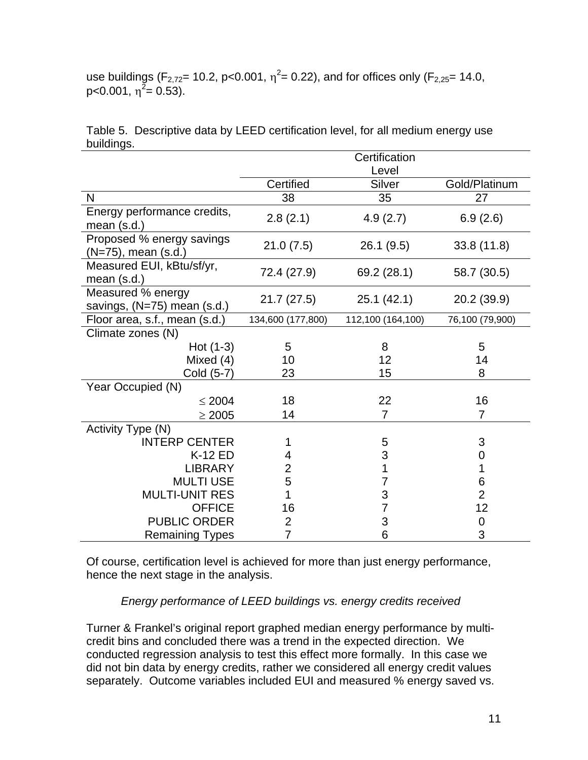use buildings ($F_{2,72}$= 10.2, p<0.001, $\eta^2$= 0.22), and for offices only ($F_{2,25}$= 14.0, p<0.001, $\eta^2$= 0.53).

Table 5. Descriptive data by LEED certification level, for all medium energy use buildings.

| | Certification Level | | |
|---|---|---|---|
| | Certified | Silver | Gold/Platinum |
| N | 38 | 35 | 27 |
| Energy performance credits, mean (s.d.) | 2.8 (2.1) | 4.9 (2.7) | 6.9 (2.6) |
| Proposed % energy savings (N=75), mean (s.d.) | 21.0 (7.5) | 26.1 (9.5) | 33.8 (11.8) |
| Measured EUI, kBtu/sf/yr, mean (s.d.) | 72.4 (27.9) | 69.2 (28.1) | 58.7 (30.5) |
| Measured % energy savings, (N=75) mean (s.d.) | 21.7 (27.5) | 25.1 (42.1) | 20.2 (39.9) |
| Floor area, s.f., mean (s.d.) | 134,600 (177,800) | 112,100 (164,100) | 76,100 (79,900) |
| Climate zones (N) | | | |
| Hot (1-3) | 5 | 8 | 5 |
| Mixed (4) | 10 | 12 | 14 |
| Cold (5-7) | 23 | 15 | 8 |
| Year Occupied (N) | | | |
| ≤ 2004 | 18 | 22 | 16 |
| ≥ 2005 | 14 | 7 | 7 |
| Activity Type (N) | | | |
| INTERP CENTER | 1 | 5 | 3 |
| K-12 ED | 4 | 3 | 0 |
| LIBRARY | 2 | 1 | 1 |
| MULTI USE | 5 | 7 | 6 |
| MULTI-UNIT RES | 1 | 3 | 2 |
| OFFICE | 16 | 7 | 12 |
| PUBLIC ORDER | 2 | 3 | 0 |
| Remaining Types | 7 | 6 | 3 |

Of course, certification level is achieved for more than just energy performance, hence the next stage in the analysis.

*Energy performance of LEED buildings vs. energy credits received*

Turner & Frankel's original report graphed median energy performance by multi-credit bins and concluded there was a trend in the expected direction. We conducted regression analysis to test this effect more formally. In this case we did not bin data by energy credits, rather we considered all energy credit values separately. Outcome variables included EUI and measured % energy saved vs.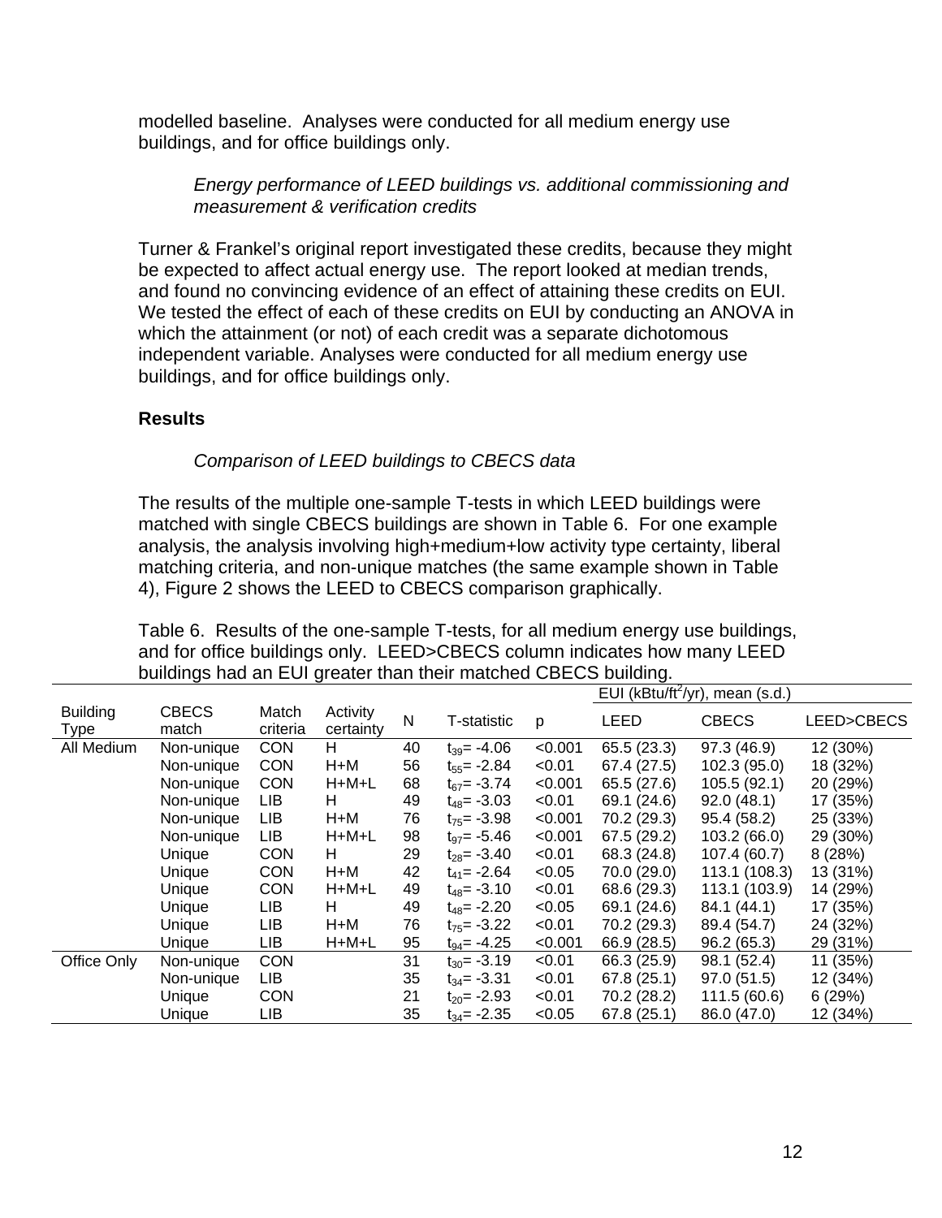modelled baseline. Analyses were conducted for all medium energy use buildings, and for office buildings only.

*Energy performance of LEED buildings vs. additional commissioning and measurement & verification credits*

Turner & Frankel's original report investigated these credits, because they might be expected to affect actual energy use. The report looked at median trends, and found no convincing evidence of an effect of attaining these credits on EUI. We tested the effect of each of these credits on EUI by conducting an ANOVA in which the attainment (or not) of each credit was a separate dichotomous independent variable. Analyses were conducted for all medium energy use buildings, and for office buildings only.

## Results

*Comparison of LEED buildings to CBECS data*

The results of the multiple one-sample T-tests in which LEED buildings were matched with single CBECS buildings are shown in Table 6. For one example analysis, the analysis involving high+medium+low activity type certainty, liberal matching criteria, and non-unique matches (the same example shown in Table 4), Figure 2 shows the LEED to CBECS comparison graphically.

Table 6. Results of the one-sample T-tests, for all medium energy use buildings, and for office buildings only. LEED>CBECS column indicates how many LEED buildings had an EUI greater than their matched CBECS building.

| | | | | | | | EUI (kBtu/ft$^2$/yr), mean (s.d.) | | |
|---|---|---|---|---|---|---|---|---|---|
| Building Type | CBECS match | Match criteria | Activity certainty | N | T-statistic | p | LEED | CBECS | LEED>CBECS |
| All Medium | Non-unique | CON | H | 40 | $t_{39}$= -4.06 | <0.001 | 65.5 (23.3) | 97.3 (46.9) | 12 (30%) |
| | Non-unique | CON | H+M | 56 | $t_{55}$= -2.84 | <0.01 | 67.4 (27.5) | 102.3 (95.0) | 18 (32%) |
| | Non-unique | CON | H+M+L | 68 | $t_{67}$= -3.74 | <0.001 | 65.5 (27.6) | 105.5 (92.1) | 20 (29%) |
| | Non-unique | LIB | H | 49 | $t_{48}$= -3.03 | <0.01 | 69.1 (24.6) | 92.0 (48.1) | 17 (35%) |
| | Non-unique | LIB | H+M | 76 | $t_{75}$= -3.98 | <0.001 | 70.2 (29.3) | 95.4 (58.2) | 25 (33%) |
| | Non-unique | LIB | H+M+L | 98 | $t_{97}$= -5.46 | <0.001 | 67.5 (29.2) | 103.2 (66.0) | 29 (30%) |
| | Unique | CON | H | 29 | $t_{28}$= -3.40 | <0.01 | 68.3 (24.8) | 107.4 (60.7) | 8 (28%) |
| | Unique | CON | H+M | 42 | $t_{41}$= -2.64 | <0.05 | 70.0 (29.0) | 113.1 (108.3) | 13 (31%) |
| | Unique | CON | H+M+L | 49 | $t_{48}$= -3.10 | <0.01 | 68.6 (29.3) | 113.1 (103.9) | 14 (29%) |
| | Unique | LIB | H | 49 | $t_{48}$= -2.20 | <0.05 | 69.1 (24.6) | 84.1 (44.1) | 17 (35%) |
| | Unique | LIB | H+M | 76 | $t_{75}$= -3.22 | <0.01 | 70.2 (29.3) | 89.4 (54.7) | 24 (32%) |
| | Unique | LIB | H+M+L | 95 | $t_{94}$= -4.25 | <0.001 | 66.9 (28.5) | 96.2 (65.3) | 29 (31%) |
| Office Only | Non-unique | CON | | 31 | $t_{30}$= -3.19 | <0.01 | 66.3 (25.9) | 98.1 (52.4) | 11 (35%) |
| | Non-unique | LIB | | 35 | $t_{34}$= -3.31 | <0.01 | 67.8 (25.1) | 97.0 (51.5) | 12 (34%) |
| | Unique | CON | | 21 | $t_{20}$= -2.93 | <0.01 | 70.2 (28.2) | 111.5 (60.6) | 6 (29%) |
| | Unique | LIB | | 35 | $t_{34}$= -2.35 | <0.05 | 67.8 (25.1) | 86.0 (47.0) | 12 (34%) |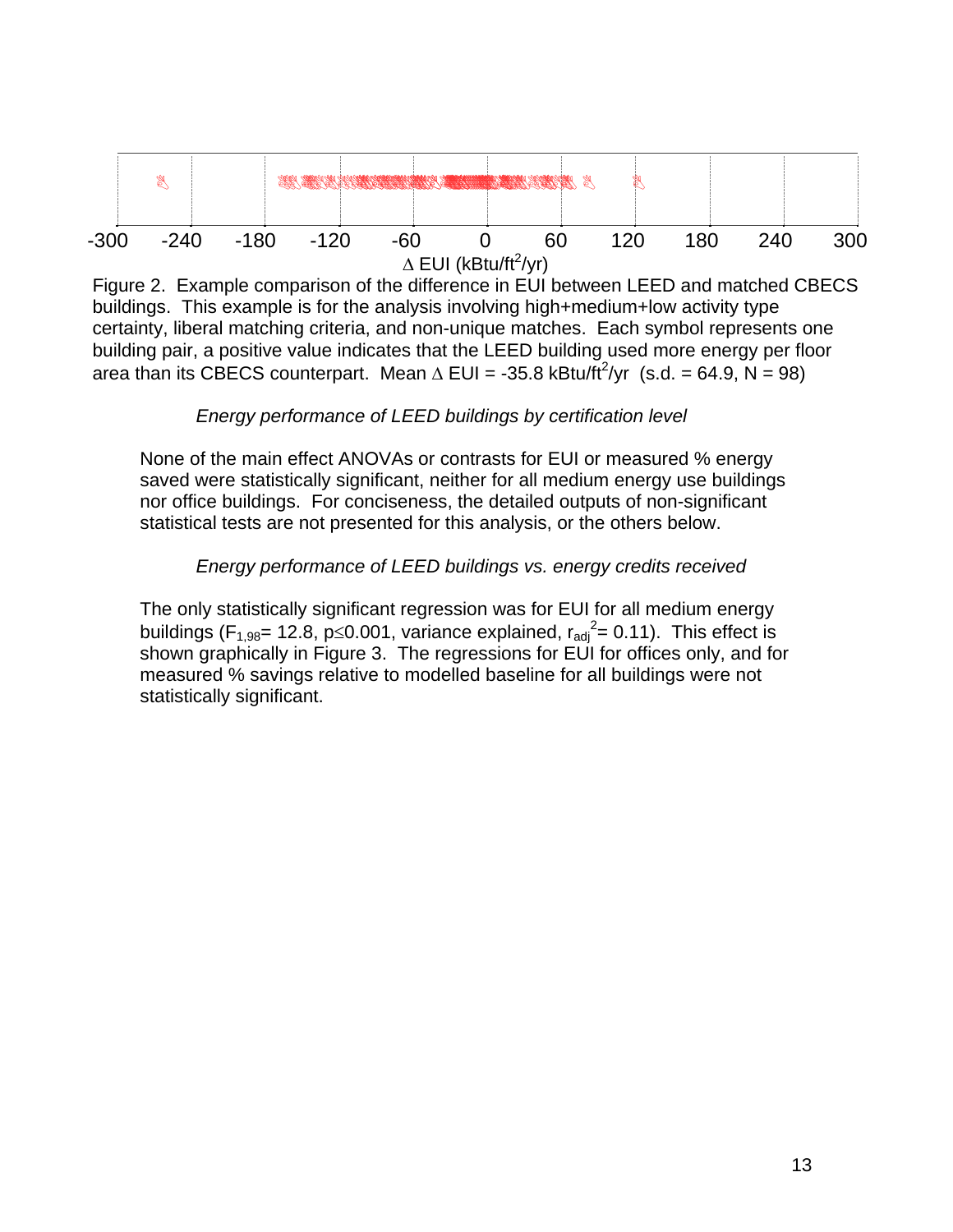Figure 2. Example comparison of the difference in EUI between LEED and matched CBECS buildings. This example is for the analysis involving high+medium+low activity type certainty, liberal matching criteria, and non-unique matches. Each symbol represents one building pair, a positive value indicates that the LEED building used more energy per floor area than its CBECS counterpart. Mean $\Delta$ EUI = -35.8 kBtu/ft$^2$/yr (s.d. = 64.9, N = 98)

*Energy performance of LEED buildings by certification level*

None of the main effect ANOVAs or contrasts for EUI or measured % energy saved were statistically significant, neither for all medium energy use buildings nor office buildings. For conciseness, the detailed outputs of non-significant statistical tests are not presented for this analysis, or the others below.

*Energy performance of LEED buildings vs. energy credits received*

The only statistically significant regression was for EUI for all medium energy buildings ($F_{1,98}$= 12.8, $p \leq 0.001$, variance explained, $r_{adj}^2$= 0.11). This effect is shown graphically in Figure 3. The regressions for EUI for offices only, and for measured % savings relative to modelled baseline for all buildings were not statistically significant.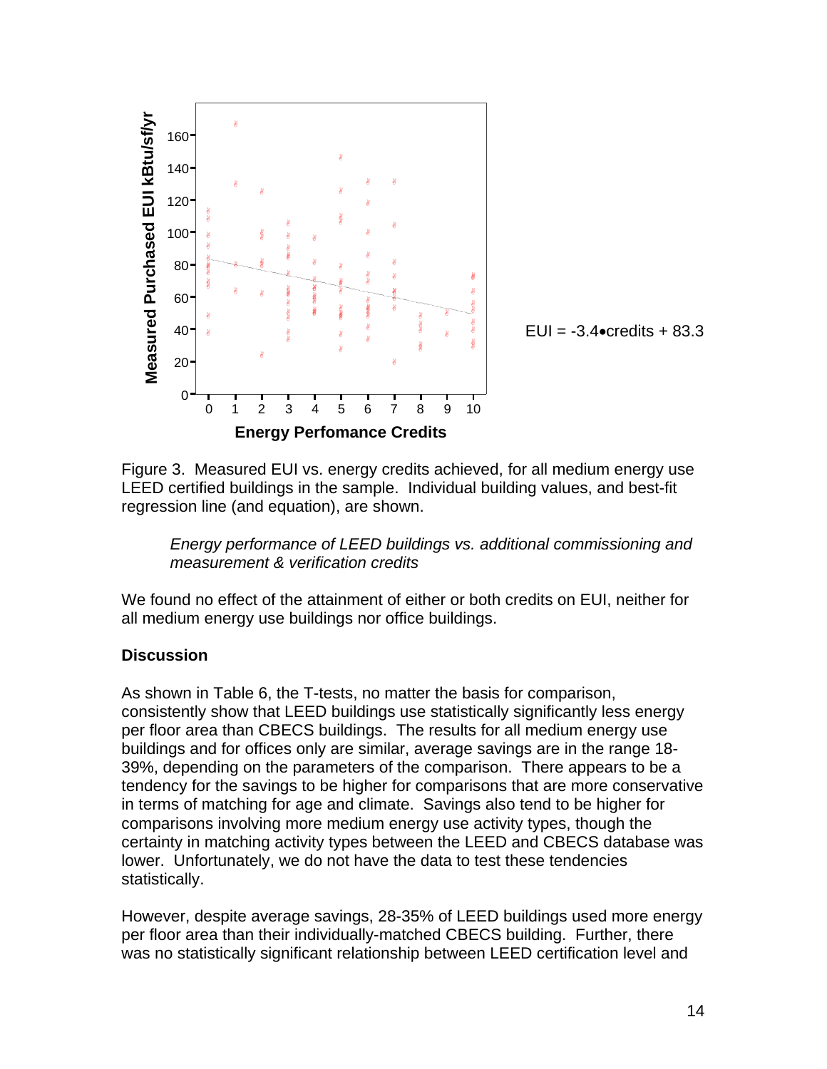EUI = -3.4•credits + 83.3

Figure 3. Measured EUI vs. energy credits achieved, for all medium energy use LEED certified buildings in the sample. Individual building values, and best-fit regression line (and equation), are shown.

*Energy performance of LEED buildings vs. additional commissioning and measurement & verification credits*

We found no effect of the attainment of either or both credits on EUI, neither for all medium energy use buildings nor office buildings.

**Discussion**

As shown in Table 6, the T-tests, no matter the basis for comparison, consistently show that LEED buildings use statistically significantly less energy per floor area than CBECS buildings. The results for all medium energy use buildings and for offices only are similar, average savings are in the range 18-39%, depending on the parameters of the comparison. There appears to be a tendency for the savings to be higher for comparisons that are more conservative in terms of matching for age and climate. Savings also tend to be higher for comparisons involving more medium energy use activity types, though the certainty in matching activity types between the LEED and CBECS database was lower. Unfortunately, we do not have the data to test these tendencies statistically.

However, despite average savings, 28-35% of LEED buildings used more energy per floor area than their individually-matched CBECS building. Further, there was no statistically significant relationship between LEED certification level and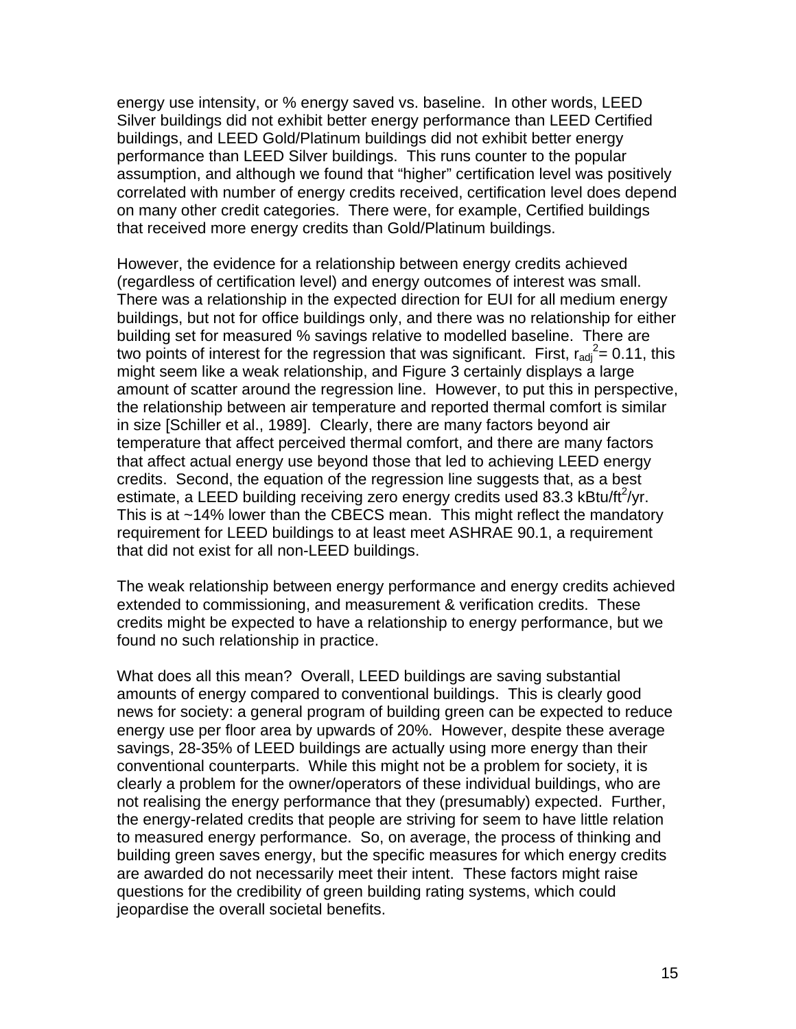energy use intensity, or % energy saved vs. baseline. In other words, LEED Silver buildings did not exhibit better energy performance than LEED Certified buildings, and LEED Gold/Platinum buildings did not exhibit better energy performance than LEED Silver buildings. This runs counter to the popular assumption, and although we found that "higher" certification level was positively correlated with number of energy credits received, certification level does depend on many other credit categories. There were, for example, Certified buildings that received more energy credits than Gold/Platinum buildings.

However, the evidence for a relationship between energy credits achieved (regardless of certification level) and energy outcomes of interest was small. There was a relationship in the expected direction for EUI for all medium energy buildings, but not for office buildings only, and there was no relationship for either building set for measured % savings relative to modelled baseline. There are two points of interest for the regression that was significant. First, $r_{adj}^2 = 0.11$, this might seem like a weak relationship, and Figure 3 certainly displays a large amount of scatter around the regression line. However, to put this in perspective, the relationship between air temperature and reported thermal comfort is similar in size [Schiller et al., 1989]. Clearly, there are many factors beyond air temperature that affect perceived thermal comfort, and there are many factors that affect actual energy use beyond those that led to achieving LEED energy credits. Second, the equation of the regression line suggests that, as a best estimate, a LEED building receiving zero energy credits used 83.3 kBtu/ft$^2$/yr. This is at ~14% lower than the CBECS mean. This might reflect the mandatory requirement for LEED buildings to at least meet ASHRAE 90.1, a requirement that did not exist for all non-LEED buildings.

The weak relationship between energy performance and energy credits achieved extended to commissioning, and measurement & verification credits. These credits might be expected to have a relationship to energy performance, but we found no such relationship in practice.

What does all this mean? Overall, LEED buildings are saving substantial amounts of energy compared to conventional buildings. This is clearly good news for society: a general program of building green can be expected to reduce energy use per floor area by upwards of 20%. However, despite these average savings, 28-35% of LEED buildings are actually using more energy than their conventional counterparts. While this might not be a problem for society, it is clearly a problem for the owner/operators of these individual buildings, who are not realising the energy performance that they (presumably) expected. Further, the energy-related credits that people are striving for seem to have little relation to measured energy performance. So, on average, the process of thinking and building green saves energy, but the specific measures for which energy credits are awarded do not necessarily meet their intent. These factors might raise questions for the credibility of green building rating systems, which could jeopardise the overall societal benefits.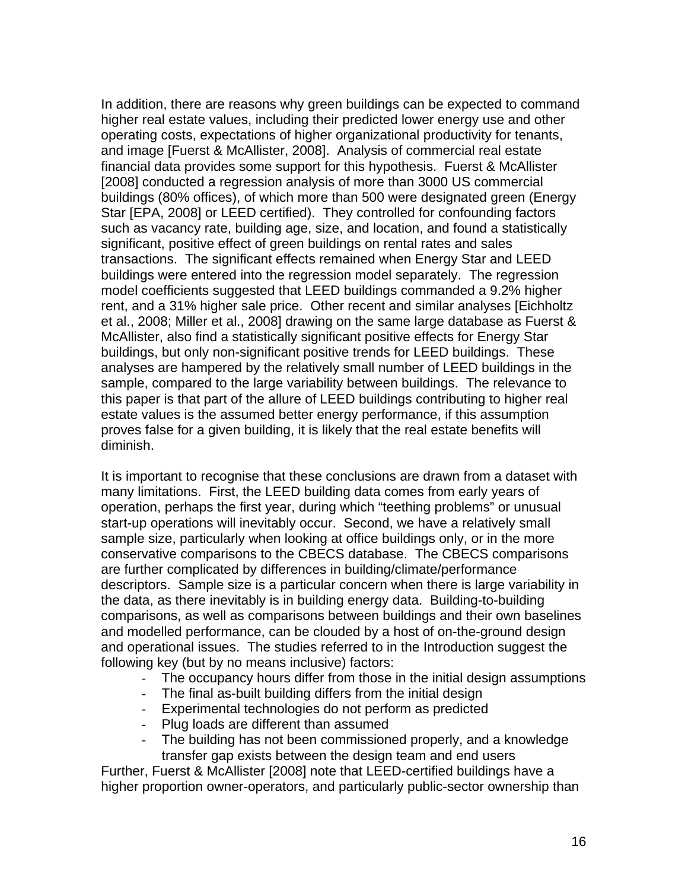In addition, there are reasons why green buildings can be expected to command higher real estate values, including their predicted lower energy use and other operating costs, expectations of higher organizational productivity for tenants, and image [Fuerst & McAllister, 2008]. Analysis of commercial real estate financial data provides some support for this hypothesis. Fuerst & McAllister [2008] conducted a regression analysis of more than 3000 US commercial buildings (80% offices), of which more than 500 were designated green (Energy Star [EPA, 2008] or LEED certified). They controlled for confounding factors such as vacancy rate, building age, size, and location, and found a statistically significant, positive effect of green buildings on rental rates and sales transactions. The significant effects remained when Energy Star and LEED buildings were entered into the regression model separately. The regression model coefficients suggested that LEED buildings commanded a 9.2% higher rent, and a 31% higher sale price. Other recent and similar analyses [Eichholtz et al., 2008; Miller et al., 2008] drawing on the same large database as Fuerst & McAllister, also find a statistically significant positive effects for Energy Star buildings, but only non-significant positive trends for LEED buildings. These analyses are hampered by the relatively small number of LEED buildings in the sample, compared to the large variability between buildings. The relevance to this paper is that part of the allure of LEED buildings contributing to higher real estate values is the assumed better energy performance, if this assumption proves false for a given building, it is likely that the real estate benefits will diminish.

It is important to recognise that these conclusions are drawn from a dataset with many limitations. First, the LEED building data comes from early years of operation, perhaps the first year, during which "teething problems" or unusual start-up operations will inevitably occur. Second, we have a relatively small sample size, particularly when looking at office buildings only, or in the more conservative comparisons to the CBECS database. The CBECS comparisons are further complicated by differences in building/climate/performance descriptors. Sample size is a particular concern when there is large variability in the data, as there inevitably is in building energy data. Building-to-building comparisons, as well as comparisons between buildings and their own baselines and modelled performance, can be clouded by a host of on-the-ground design and operational issues. The studies referred to in the Introduction suggest the following key (but by no means inclusive) factors:

- The occupancy hours differ from those in the initial design assumptions
- The final as-built building differs from the initial design
- Experimental technologies do not perform as predicted
- Plug loads are different than assumed
- The building has not been commissioned properly, and a knowledge transfer gap exists between the design team and end users

Further, Fuerst & McAllister [2008] note that LEED-certified buildings have a higher proportion owner-operators, and particularly public-sector ownership than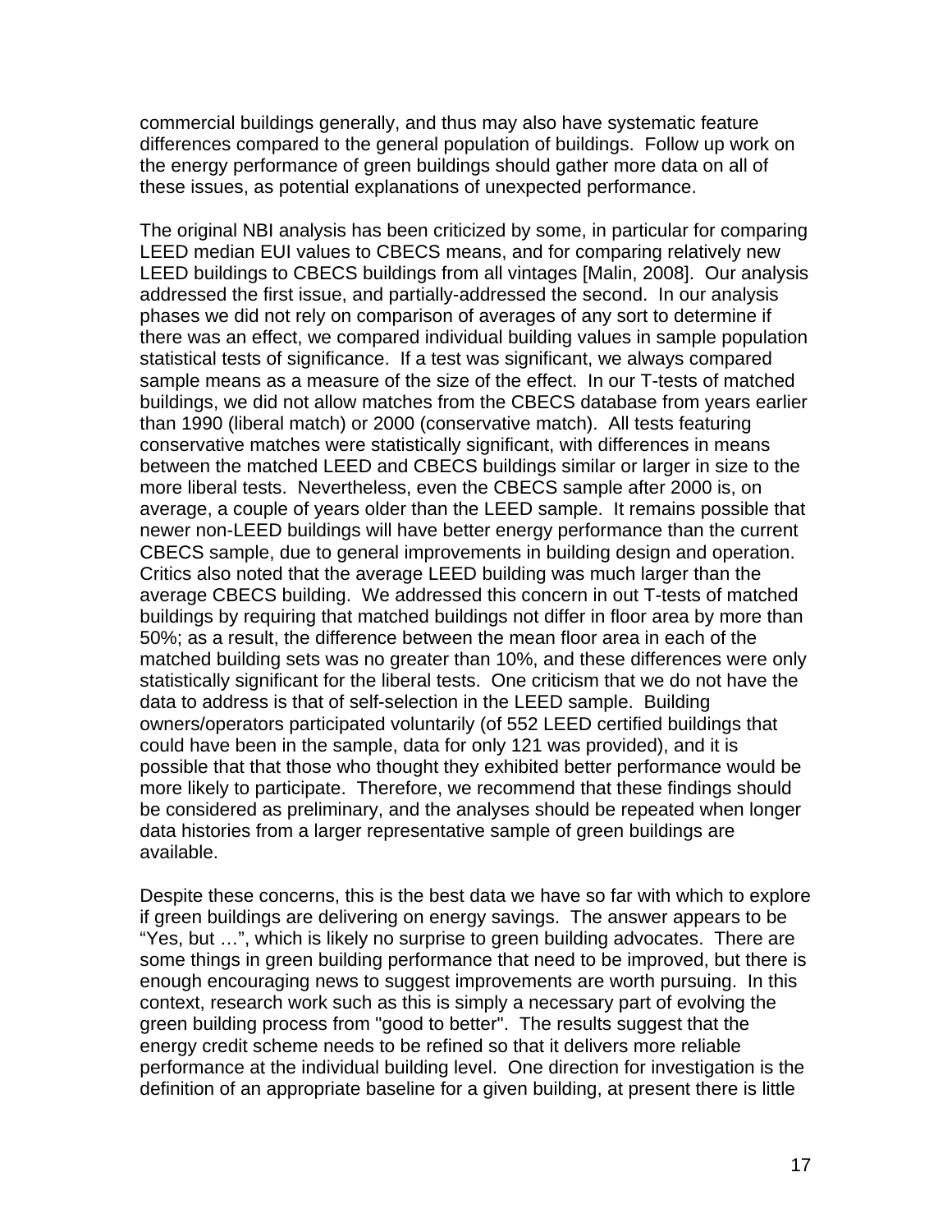commercial buildings generally, and thus may also have systematic feature differences compared to the general population of buildings. Follow up work on the energy performance of green buildings should gather more data on all of these issues, as potential explanations of unexpected performance.

The original NBI analysis has been criticized by some, in particular for comparing LEED median EUI values to CBECS means, and for comparing relatively new LEED buildings to CBECS buildings from all vintages [Malin, 2008]. Our analysis addressed the first issue, and partially-addressed the second. In our analysis phases we did not rely on comparison of averages of any sort to determine if there was an effect, we compared individual building values in sample population statistical tests of significance. If a test was significant, we always compared sample means as a measure of the size of the effect. In our T-tests of matched buildings, we did not allow matches from the CBECS database from years earlier than 1990 (liberal match) or 2000 (conservative match). All tests featuring conservative matches were statistically significant, with differences in means between the matched LEED and CBECS buildings similar or larger in size to the more liberal tests. Nevertheless, even the CBECS sample after 2000 is, on average, a couple of years older than the LEED sample. It remains possible that newer non-LEED buildings will have better energy performance than the current CBECS sample, due to general improvements in building design and operation. Critics also noted that the average LEED building was much larger than the average CBECS building. We addressed this concern in out T-tests of matched buildings by requiring that matched buildings not differ in floor area by more than 50%; as a result, the difference between the mean floor area in each of the matched building sets was no greater than 10%, and these differences were only statistically significant for the liberal tests. One criticism that we do not have the data to address is that of self-selection in the LEED sample. Building owners/operators participated voluntarily (of 552 LEED certified buildings that could have been in the sample, data for only 121 was provided), and it is possible that that those who thought they exhibited better performance would be more likely to participate. Therefore, we recommend that these findings should be considered as preliminary, and the analyses should be repeated when longer data histories from a larger representative sample of green buildings are available.

Despite these concerns, this is the best data we have so far with which to explore if green buildings are delivering on energy savings. The answer appears to be "Yes, but …", which is likely no surprise to green building advocates. There are some things in green building performance that need to be improved, but there is enough encouraging news to suggest improvements are worth pursuing. In this context, research work such as this is simply a necessary part of evolving the green building process from "good to better". The results suggest that the energy credit scheme needs to be refined so that it delivers more reliable performance at the individual building level. One direction for investigation is the definition of an appropriate baseline for a given building, at present there is little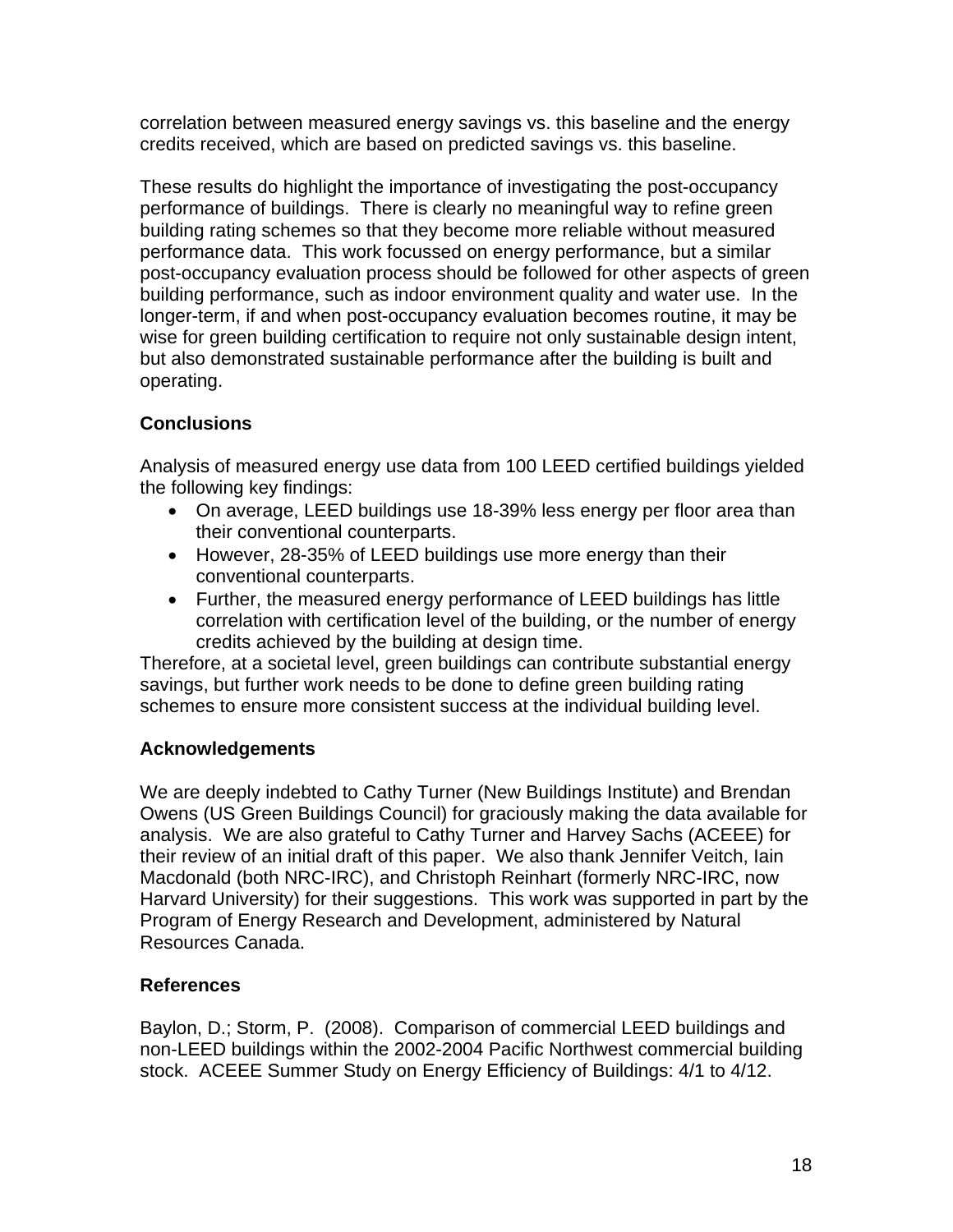correlation between measured energy savings vs. this baseline and the energy credits received, which are based on predicted savings vs. this baseline.

These results do highlight the importance of investigating the post-occupancy performance of buildings. There is clearly no meaningful way to refine green building rating schemes so that they become more reliable without measured performance data. This work focussed on energy performance, but a similar post-occupancy evaluation process should be followed for other aspects of green building performance, such as indoor environment quality and water use. In the longer-term, if and when post-occupancy evaluation becomes routine, it may be wise for green building certification to require not only sustainable design intent, but also demonstrated sustainable performance after the building is built and operating.

## Conclusions

Analysis of measured energy use data from 100 LEED certified buildings yielded the following key findings:

- On average, LEED buildings use 18-39% less energy per floor area than their conventional counterparts.
- However, 28-35% of LEED buildings use more energy than their conventional counterparts.
- Further, the measured energy performance of LEED buildings has little correlation with certification level of the building, or the number of energy credits achieved by the building at design time.

Therefore, at a societal level, green buildings can contribute substantial energy savings, but further work needs to be done to define green building rating schemes to ensure more consistent success at the individual building level.

## Acknowledgements

We are deeply indebted to Cathy Turner (New Buildings Institute) and Brendan Owens (US Green Buildings Council) for graciously making the data available for analysis. We are also grateful to Cathy Turner and Harvey Sachs (ACEEE) for their review of an initial draft of this paper. We also thank Jennifer Veitch, Iain Macdonald (both NRC-IRC), and Christoph Reinhart (formerly NRC-IRC, now Harvard University) for their suggestions. This work was supported in part by the Program of Energy Research and Development, administered by Natural Resources Canada.

## References

Baylon, D.; Storm, P. (2008). Comparison of commercial LEED buildings and non-LEED buildings within the 2002-2004 Pacific Northwest commercial building stock. ACEEE Summer Study on Energy Efficiency of Buildings: 4/1 to 4/12.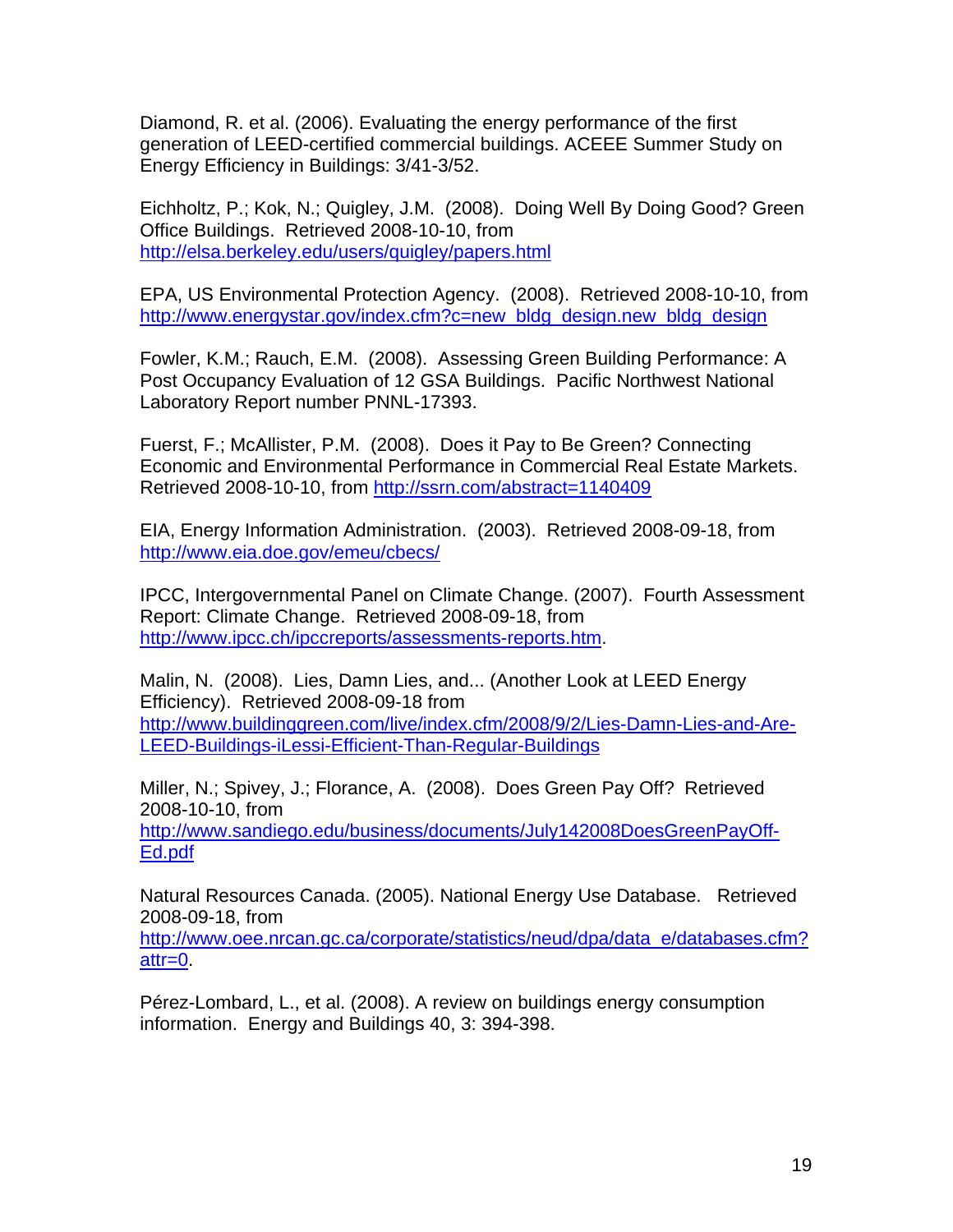Diamond, R. et al. (2006). Evaluating the energy performance of the first generation of LEED-certified commercial buildings. ACEEE Summer Study on Energy Efficiency in Buildings: 3/41-3/52.

Eichholtz, P.; Kok, N.; Quigley, J.M. (2008). Doing Well By Doing Good? Green Office Buildings. Retrieved 2008-10-10, from http://elsa.berkeley.edu/users/quigley/papers.html

EPA, US Environmental Protection Agency. (2008). Retrieved 2008-10-10, from http://www.energystar.gov/index.cfm?c=new_bldg_design.new_bldg_design

Fowler, K.M.; Rauch, E.M. (2008). Assessing Green Building Performance: A Post Occupancy Evaluation of 12 GSA Buildings. Pacific Northwest National Laboratory Report number PNNL-17393.

Fuerst, F.; McAllister, P.M. (2008). Does it Pay to Be Green? Connecting Economic and Environmental Performance in Commercial Real Estate Markets. Retrieved 2008-10-10, from http://ssrn.com/abstract=1140409

EIA, Energy Information Administration. (2003). Retrieved 2008-09-18, from http://www.eia.doe.gov/emeu/cbecs/

IPCC, Intergovernmental Panel on Climate Change. (2007). Fourth Assessment Report: Climate Change. Retrieved 2008-09-18, from http://www.ipcc.ch/ipccreports/assessments-reports.htm.

Malin, N. (2008). Lies, Damn Lies, and... (Another Look at LEED Energy Efficiency). Retrieved 2008-09-18 from http://www.buildinggreen.com/live/index.cfm/2008/9/2/Lies-Damn-Lies-and-Are-LEED-Buildings-iLessi-Efficient-Than-Regular-Buildings

Miller, N.; Spivey, J.; Florance, A. (2008). Does Green Pay Off? Retrieved 2008-10-10, from http://www.sandiego.edu/business/documents/July142008DoesGreenPayOff-Ed.pdf

Natural Resources Canada. (2005). National Energy Use Database. Retrieved 2008-09-18, from http://www.oee.nrcan.gc.ca/corporate/statistics/neud/dpa/data_e/databases.cfm?attr=0.

Pérez-Lombard, L., et al. (2008). A review on buildings energy consumption information. Energy and Buildings 40, 3: 394-398.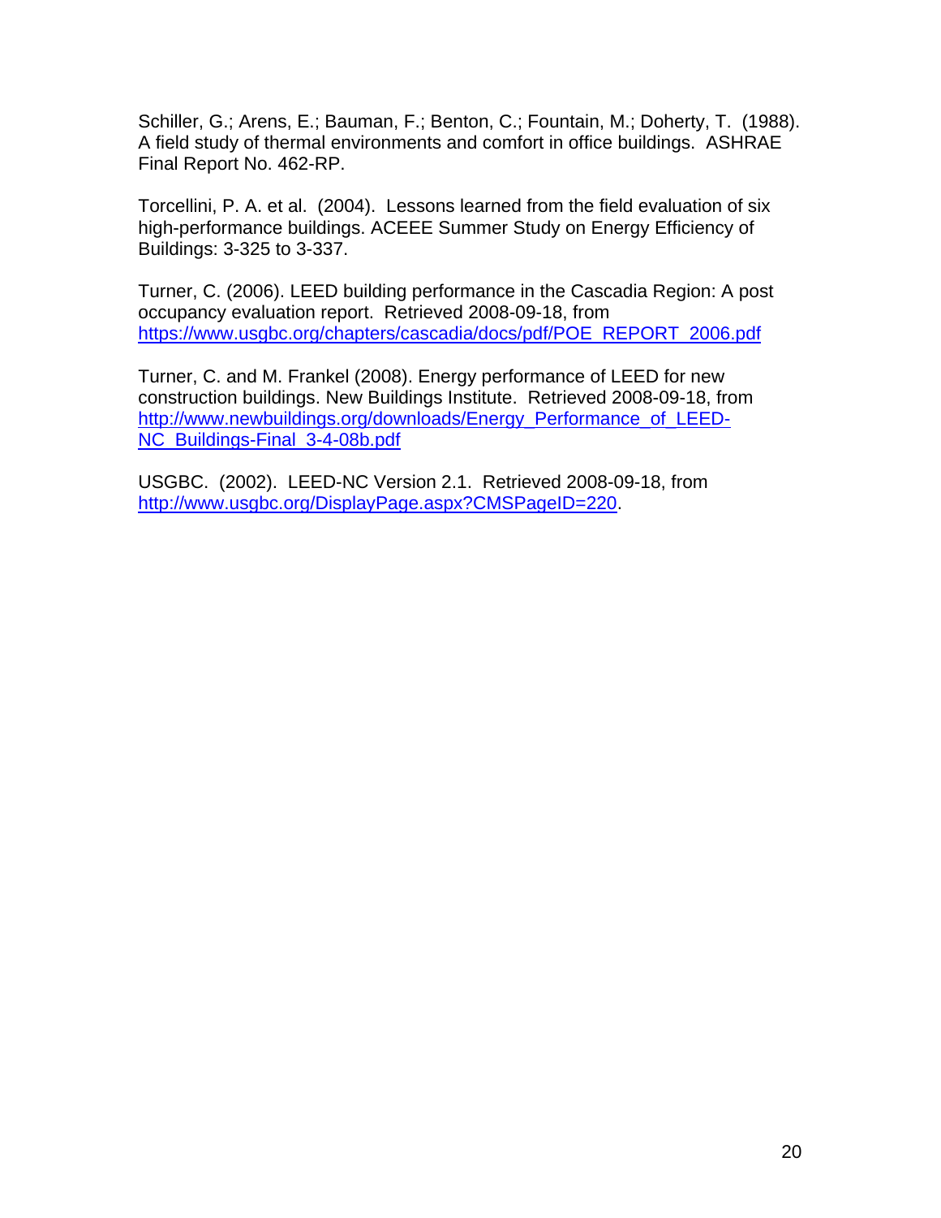Schiller, G.; Arens, E.; Bauman, F.; Benton, C.; Fountain, M.; Doherty, T. (1988). A field study of thermal environments and comfort in office buildings. ASHRAE Final Report No. 462-RP.

Torcellini, P. A. et al. (2004). Lessons learned from the field evaluation of six high-performance buildings. ACEEE Summer Study on Energy Efficiency of Buildings: 3-325 to 3-337.

Turner, C. (2006). LEED building performance in the Cascadia Region: A post occupancy evaluation report. Retrieved 2008-09-18, from https://www.usgbc.org/chapters/cascadia/docs/pdf/POE_REPORT_2006.pdf

Turner, C. and M. Frankel (2008). Energy performance of LEED for new construction buildings. New Buildings Institute. Retrieved 2008-09-18, from http://www.newbuildings.org/downloads/Energy_Performance_of_LEED-NC_Buildings-Final_3-4-08b.pdf

USGBC. (2002). LEED-NC Version 2.1. Retrieved 2008-09-18, from http://www.usgbc.org/DisplayPage.aspx?CMSPageID=220.